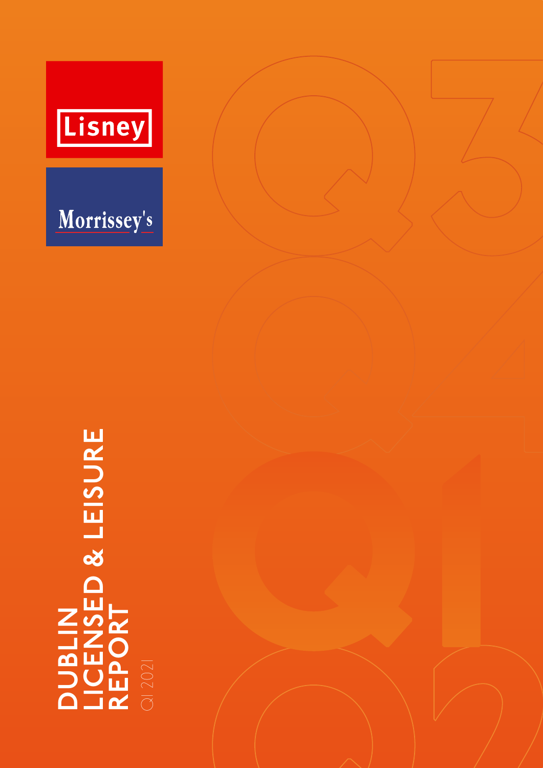Lisney

Morrissey's

# DUBLIN LICENSED & LEISURE REPORT

Q1 2021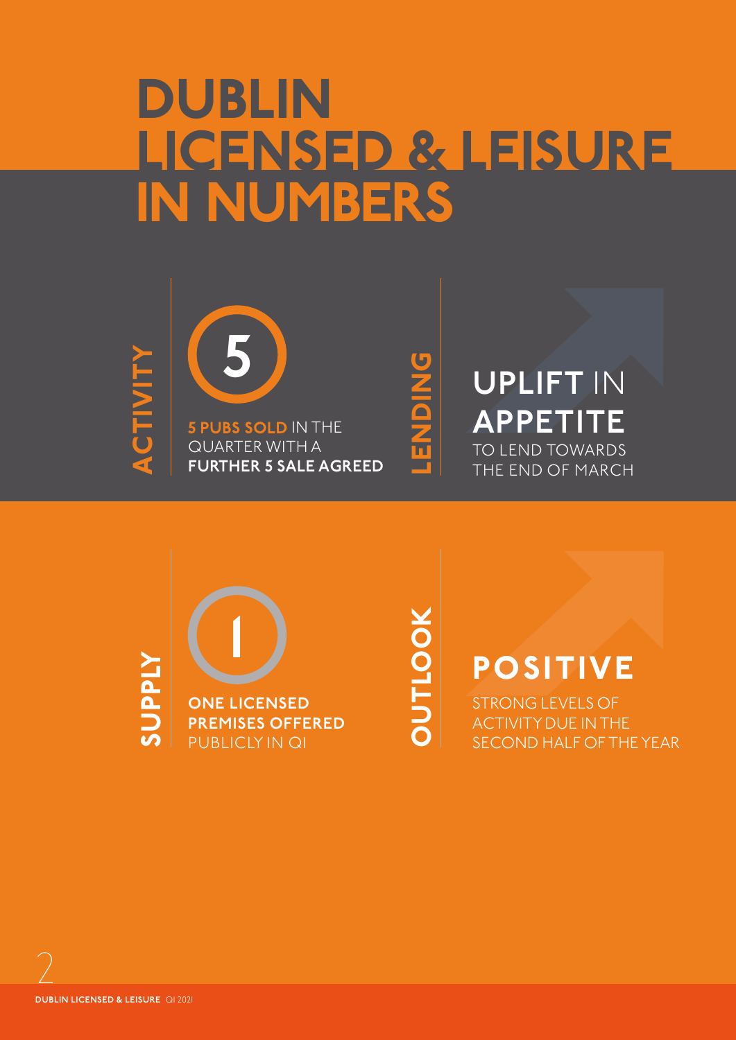# DUBLIN LICENSED & LEISURE IN NUMBERS

## ACTIVITY

5

**5 PUBS SOLD** IN THE QUARTER WITH A **FURTHER 5 SALE AGREED**

## LENDING

**UPLIFT** IN **APPETITE** TO LEND TOWARDS THE END OF MARCH

## SUPPLY

1

**ONE LICENSED PREMISES OFFERED** PUBLICLY IN Q1

## OUTLOOK

**POSITIVE**

STRONG LEVELS OF ACTIVITY DUE IN THE SECOND HALF OF THE YEAR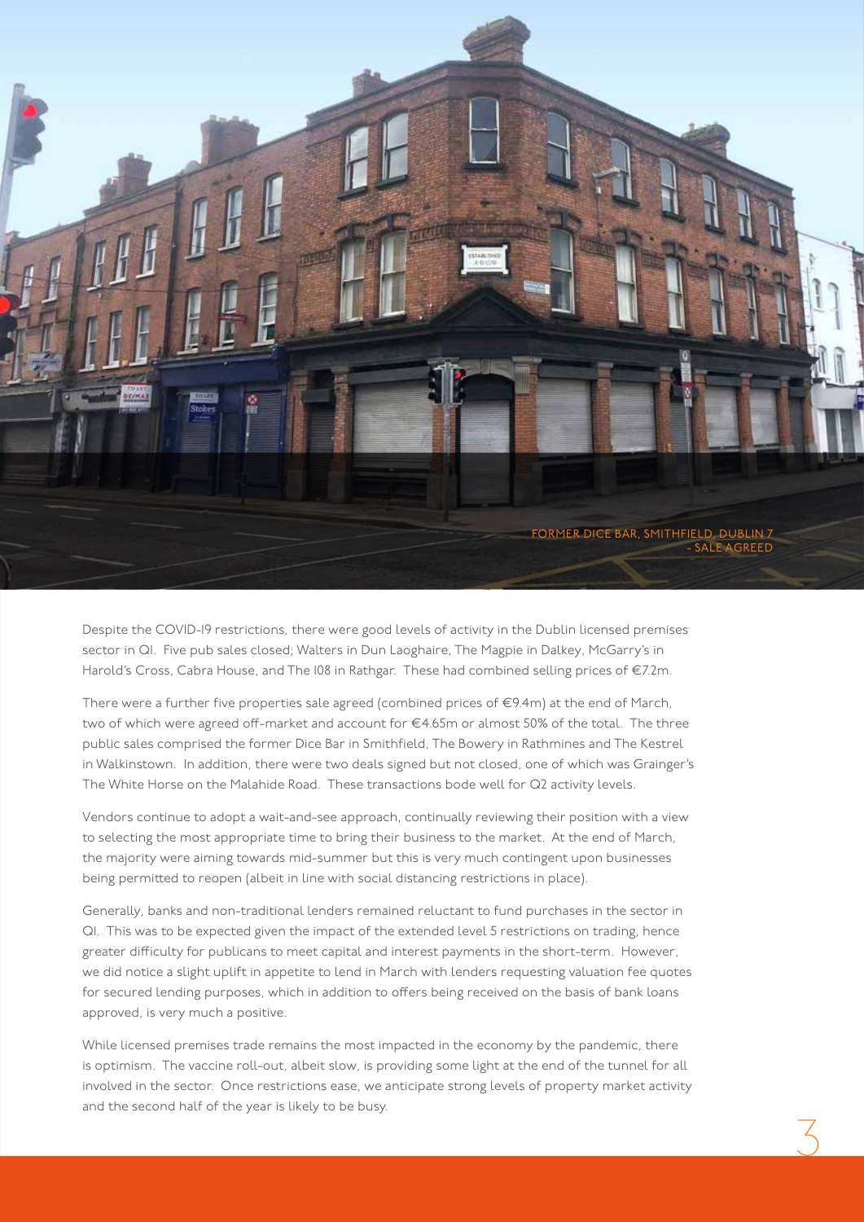FORMER DICE BAR, SMITHFIELD, DUBLIN 7 - SALE AGREED

Despite the COVID-19 restrictions, there were good levels of activity in the Dublin licensed premises sector in Q1. Five pub sales closed; Walters in Dun Laoghaire, The Magpie in Dalkey, McGarry's in Harold's Cross, Cabra House, and The 108 in Rathgar. These had combined selling prices of €7.2m.

There were a further five properties sale agreed (combined prices of €9.4m) at the end of March, two of which were agreed off-market and account for €4.65m or almost 50% of the total. The three public sales comprised the former Dice Bar in Smithfield, The Bowery in Rathmines and The Kestrel in Walkinstown. In addition, there were two deals signed but not closed, one of which was Grainger's The White Horse on the Malahide Road. These transactions bode well for Q2 activity levels.

Vendors continue to adopt a wait-and-see approach, continually reviewing their position with a view to selecting the most appropriate time to bring their business to the market. At the end of March, the majority were aiming towards mid-summer but this is very much contingent upon businesses being permitted to reopen (albeit in line with social distancing restrictions in place).

Generally, banks and non-traditional lenders remained reluctant to fund purchases in the sector in Q1. This was to be expected given the impact of the extended level 5 restrictions on trading, hence greater difficulty for publicans to meet capital and interest payments in the short-term. However, we did notice a slight uplift in appetite to lend in March with lenders requesting valuation fee quotes for secured lending purposes, which in addition to offers being received on the basis of bank loans approved, is very much a positive.

While licensed premises trade remains the most impacted in the economy by the pandemic, there is optimism. The vaccine roll-out, albeit slow, is providing some light at the end of the tunnel for all involved in the sector. Once restrictions ease, we anticipate strong levels of property market activity and the second half of the year is likely to be busy.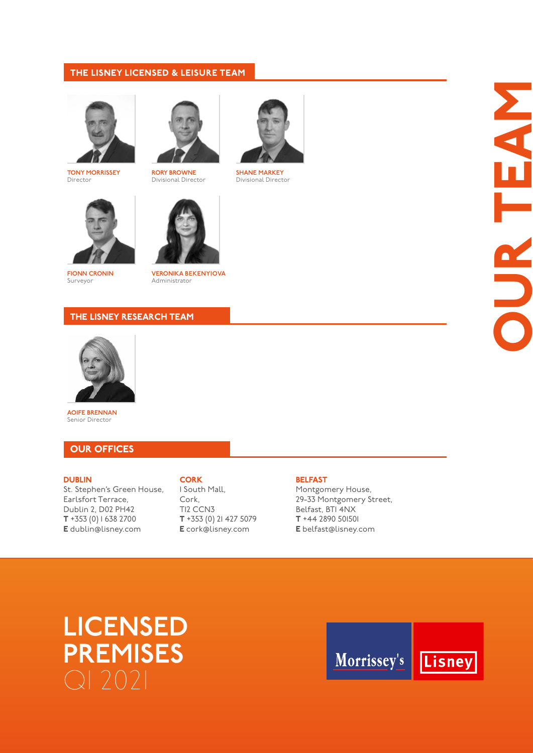# OUR TEAM

## THE LISNEY LICENSED & LEISURE TEAM

**TONY MORRISSEY**
Director

**RORY BROWNE**
Divisional Director

**SHANE MARKEY**
Divisional Director

**FIONN CRONIN**
Surveyor

**VERONIKA BEKENYIOVA**
Administrator

## THE LISNEY RESEARCH TEAM

**AOIFE BRENNAN**
Senior Director

## OUR OFFICES

**DUBLIN**
St. Stephen's Green House,
Earlsfort Terrace,
Dublin 2, D02 PH42
**T** +353 (0) 1 638 2700
**E** dublin@lisney.com

**CORK**
1 South Mall,
Cork,
T12 CCN3
**T** +353 (0) 21 427 5079
**E** cork@lisney.com

**BELFAST**
Montgomery House,
29-33 Montgomery Street,
Belfast, BT1 4NX
**T** +44 2890 501501
**E** belfast@lisney.com

# LICENSED PREMISES
Q1 2021

Morrissey's | Lisney